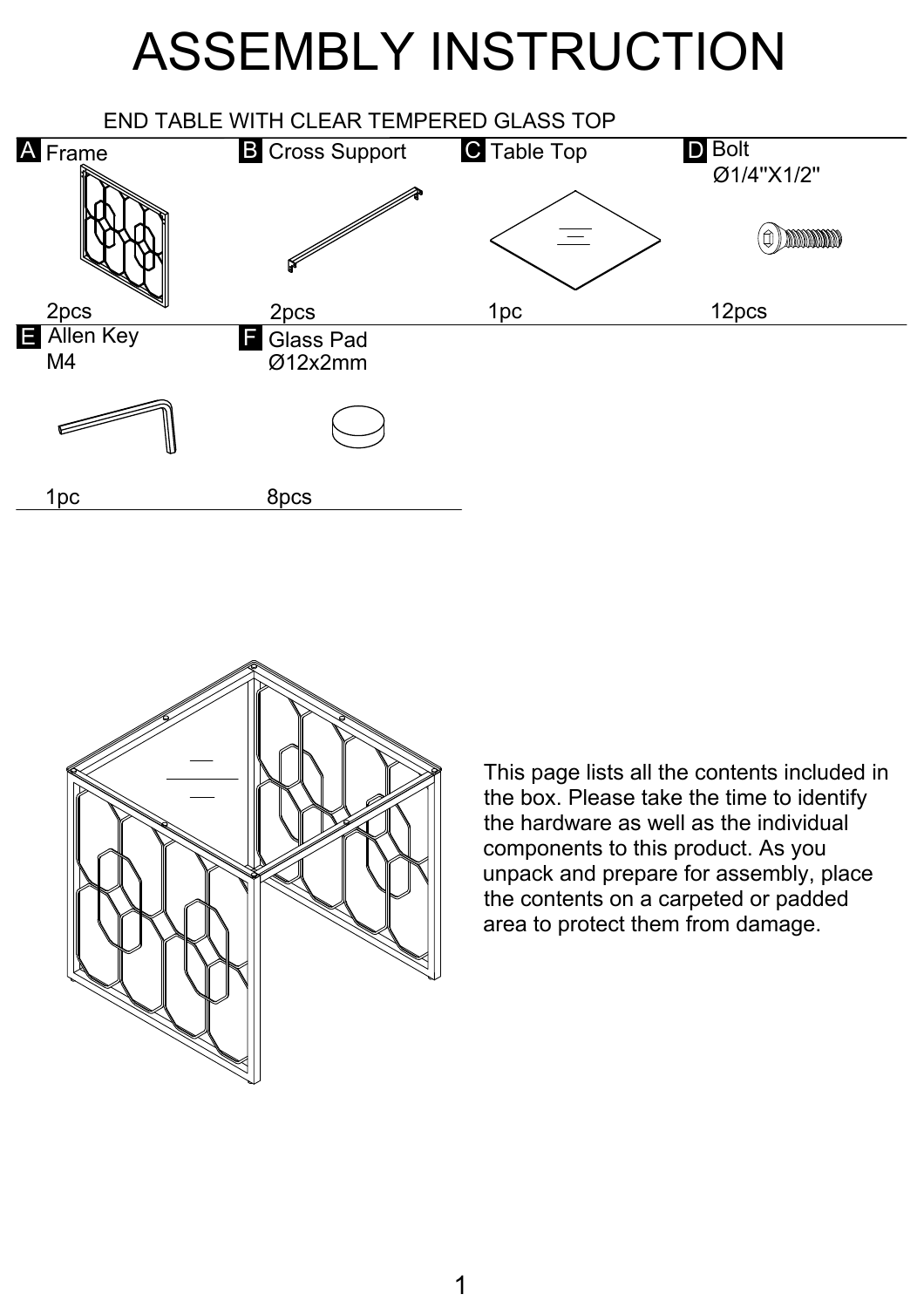# ASSEMBLY INSTRUCTION

END TABLE WITH CLEAR TEMPERED GLASS TOP

| | Part | Specification | Quantity |
|---|---|---|---|
| A | Frame | | 2pcs |
| B | Cross Support | | 2pcs |
| C | Table Top | | 1pc |
| D | Bolt | Ø1/4"X1/2" | 12pcs |
| E | Allen Key | M4 | 1pc |
| F | Glass Pad | Ø12x2mm | 8pcs |

This page lists all the contents included in the box. Please take the time to identify the hardware as well as the individual components to this product. As you unpack and prepare for assembly, place the contents on a carpeted or padded area to protect them from damage.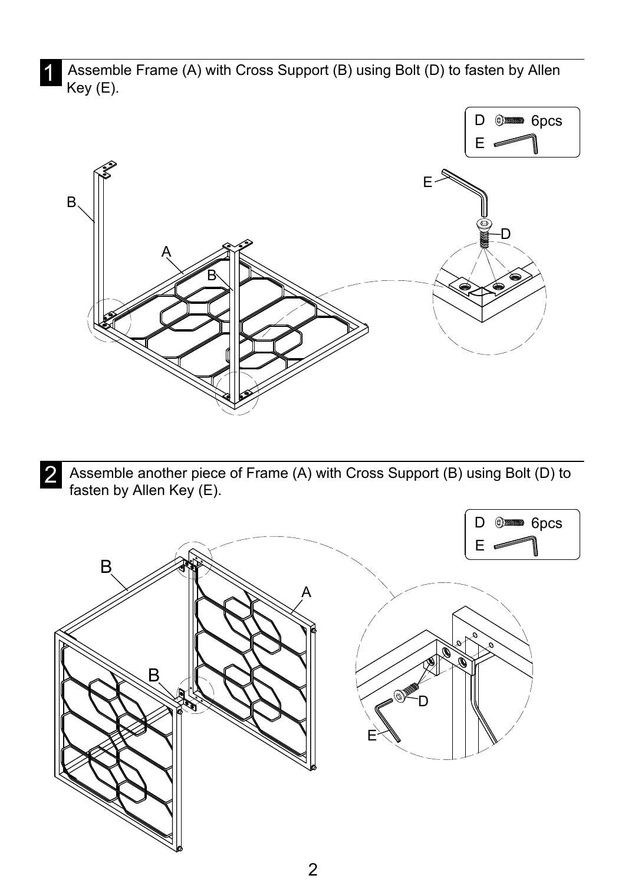## 1

Assemble Frame (A) with Cross Support (B) using Bolt (D) to fasten by Allen Key (E).

D 6pcs
E

## 2

Assemble another piece of Frame (A) with Cross Support (B) using Bolt (D) to fasten by Allen Key (E).

D 6pcs
E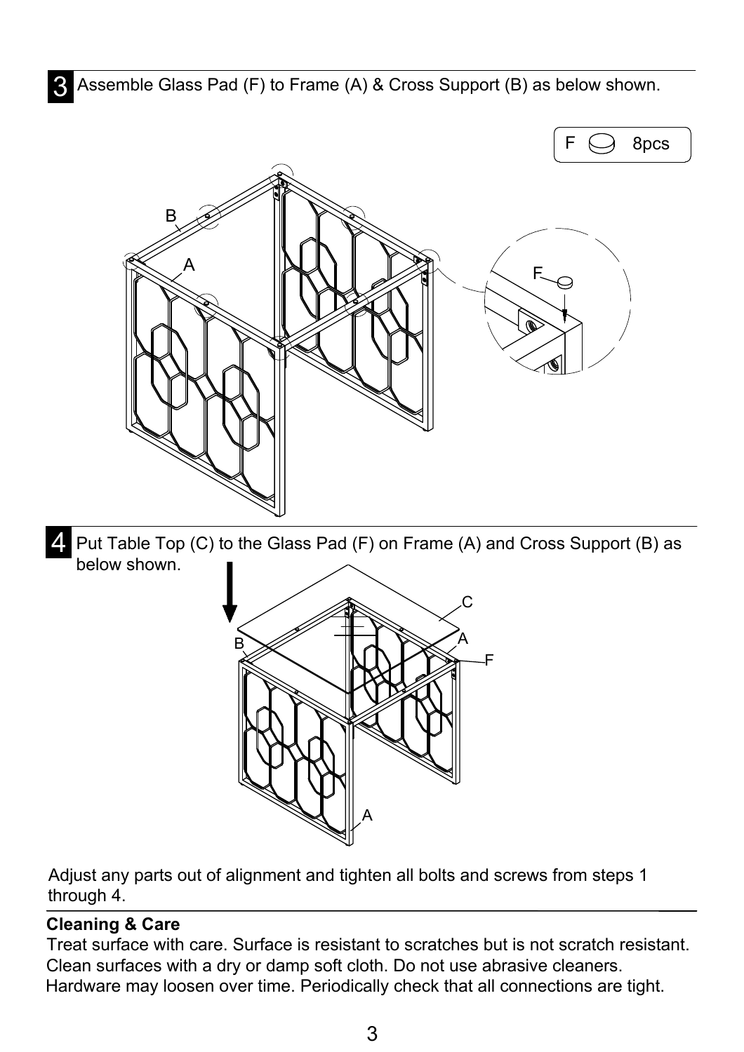**3** Assemble Glass Pad (F) to Frame (A) & Cross Support (B) as below shown.

F 8pcs

B

A

F

**4** Put Table Top (C) to the Glass Pad (F) on Frame (A) and Cross Support (B) as below shown.

C

B

A

F

A

Adjust any parts out of alignment and tighten all bolts and screws from steps 1 through 4.

**Cleaning & Care**

Treat surface with care. Surface is resistant to scratches but is not scratch resistant.
Clean surfaces with a dry or damp soft cloth. Do not use abrasive cleaners.
Hardware may loosen over time. Periodically check that all connections are tight.